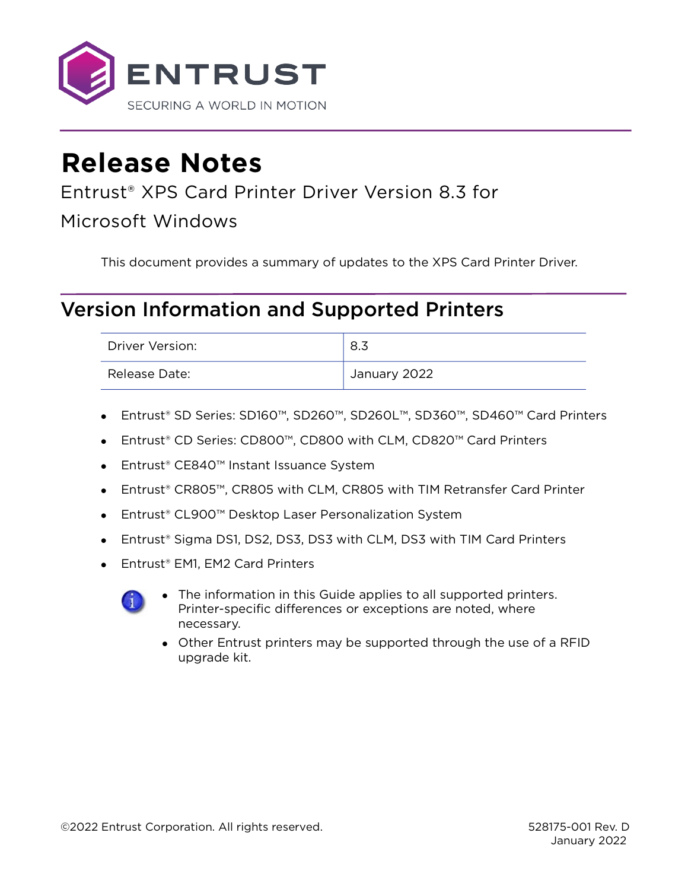ENTRUST

SECURING A WORLD IN MOTION

# Release Notes

Entrust® XPS Card Printer Driver Version 8.3 for Microsoft Windows

This document provides a summary of updates to the XPS Card Printer Driver.

## Version Information and Supported Printers

| Driver Version: | 8.3 |
|---|---|
| Release Date: | January 2022 |

- Entrust® SD Series: SD160™, SD260™, SD260L™, SD360™, SD460™ Card Printers
- Entrust® CD Series: CD800™, CD800 with CLM, CD820™ Card Printers
- Entrust® CE840™ Instant Issuance System
- Entrust® CR805™, CR805 with CLM, CR805 with TIM Retransfer Card Printer
- Entrust® CL900™ Desktop Laser Personalization System
- Entrust® Sigma DS1, DS2, DS3, DS3 with CLM, DS3 with TIM Card Printers
- Entrust® EM1, EM2 Card Printers

- The information in this Guide applies to all supported printers. Printer-specific differences or exceptions are noted, where necessary.
- Other Entrust printers may be supported through the use of a RFID upgrade kit.

©2022 Entrust Corporation. All rights reserved.

528175-001 Rev. D
January 2022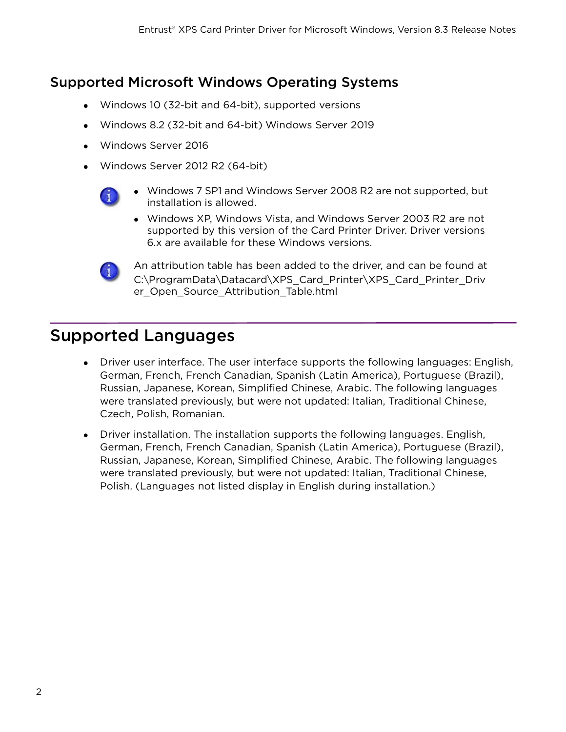## Supported Microsoft Windows Operating Systems

- Windows 10 (32-bit and 64-bit), supported versions
- Windows 8.2 (32-bit and 64-bit) Windows Server 2019
- Windows Server 2016
- Windows Server 2012 R2 (64-bit)

> - Windows 7 SP1 and Windows Server 2008 R2 are not supported, but installation is allowed.
> - Windows XP, Windows Vista, and Windows Server 2003 R2 are not supported by this version of the Card Printer Driver. Driver versions 6.x are available for these Windows versions.

> An attribution table has been added to the driver, and can be found at C:\ProgramData\Datacard\XPS_Card_Printer\XPS_Card_Printer_Driver_Open_Source_Attribution_Table.html

# Supported Languages

- Driver user interface. The user interface supports the following languages: English, German, French, French Canadian, Spanish (Latin America), Portuguese (Brazil), Russian, Japanese, Korean, Simplified Chinese, Arabic. The following languages were translated previously, but were not updated: Italian, Traditional Chinese, Czech, Polish, Romanian.
- Driver installation. The installation supports the following languages. English, German, French, French Canadian, Spanish (Latin America), Portuguese (Brazil), Russian, Japanese, Korean, Simplified Chinese, Arabic. The following languages were translated previously, but were not updated: Italian, Traditional Chinese, Polish. (Languages not listed display in English during installation.)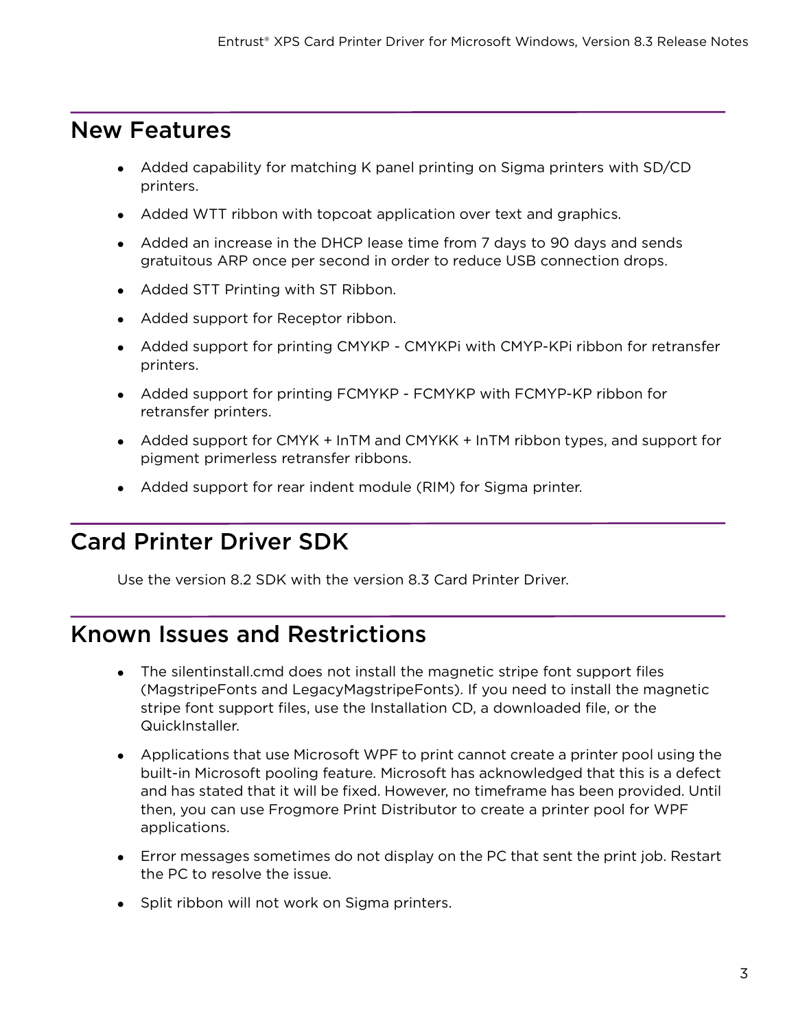## New Features

- Added capability for matching K panel printing on Sigma printers with SD/CD printers.
- Added WTT ribbon with topcoat application over text and graphics.
- Added an increase in the DHCP lease time from 7 days to 90 days and sends gratuitous ARP once per second in order to reduce USB connection drops.
- Added STT Printing with ST Ribbon.
- Added support for Receptor ribbon.
- Added support for printing CMYKP - CMYKPi with CMYP-KPi ribbon for retransfer printers.
- Added support for printing FCMYKP - FCMYKP with FCMYP-KP ribbon for retransfer printers.
- Added support for CMYK + InTM and CMYKK + InTM ribbon types, and support for pigment primerless retransfer ribbons.
- Added support for rear indent module (RIM) for Sigma printer.

## Card Printer Driver SDK

Use the version 8.2 SDK with the version 8.3 Card Printer Driver.

## Known Issues and Restrictions

- The silentinstall.cmd does not install the magnetic stripe font support files (MagstripeFonts and LegacyMagstripeFonts). If you need to install the magnetic stripe font support files, use the Installation CD, a downloaded file, or the QuickInstaller.
- Applications that use Microsoft WPF to print cannot create a printer pool using the built-in Microsoft pooling feature. Microsoft has acknowledged that this is a defect and has stated that it will be fixed. However, no timeframe has been provided. Until then, you can use Frogmore Print Distributor to create a printer pool for WPF applications.
- Error messages sometimes do not display on the PC that sent the print job. Restart the PC to resolve the issue.
- Split ribbon will not work on Sigma printers.